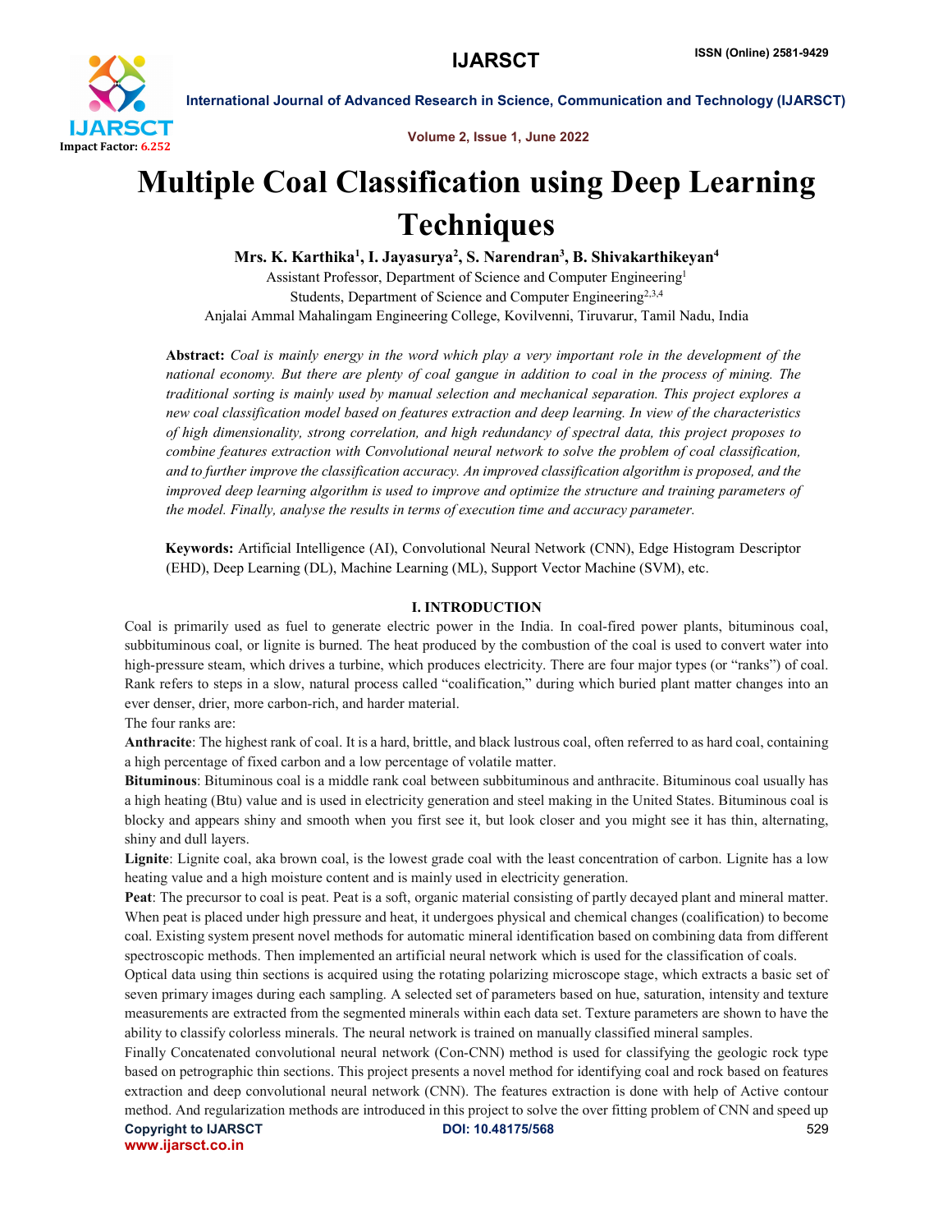# Multiple Coal Classification using Deep Learning Techniques

**Mrs. K. Karthika[1], I. Jayasurya[2], S. Narendran[3], B. Shivakarthikeyan[4]**

Assistant Professor, Department of Science and Computer Engineering[1]

Students, Department of Science and Computer Engineering[2,3,4]

Anjalai Ammal Mahalingam Engineering College, Kovilvenni, Tiruvarur, Tamil Nadu, India

**Abstract:** *Coal is mainly energy in the word which play a very important role in the development of the national economy. But there are plenty of coal gangue in addition to coal in the process of mining. The traditional sorting is mainly used by manual selection and mechanical separation. This project explores a new coal classification model based on features extraction and deep learning. In view of the characteristics of high dimensionality, strong correlation, and high redundancy of spectral data, this project proposes to combine features extraction with Convolutional neural network to solve the problem of coal classification, and to further improve the classification accuracy. An improved classification algorithm is proposed, and the improved deep learning algorithm is used to improve and optimize the structure and training parameters of the model. Finally, analyse the results in terms of execution time and accuracy parameter.*

**Keywords:** Artificial Intelligence (AI), Convolutional Neural Network (CNN), Edge Histogram Descriptor (EHD), Deep Learning (DL), Machine Learning (ML), Support Vector Machine (SVM), etc.

## I. INTRODUCTION

Coal is primarily used as fuel to generate electric power in the India. In coal-fired power plants, bituminous coal, subbituminous coal, or lignite is burned. The heat produced by the combustion of the coal is used to convert water into high-pressure steam, which drives a turbine, which produces electricity. There are four major types (or "ranks") of coal. Rank refers to steps in a slow, natural process called "coalification," during which buried plant matter changes into an ever denser, drier, more carbon-rich, and harder material.

The four ranks are:

**Anthracite**: The highest rank of coal. It is a hard, brittle, and black lustrous coal, often referred to as hard coal, containing a high percentage of fixed carbon and a low percentage of volatile matter.

**Bituminous**: Bituminous coal is a middle rank coal between subbituminous and anthracite. Bituminous coal usually has a high heating (Btu) value and is used in electricity generation and steel making in the United States. Bituminous coal is blocky and appears shiny and smooth when you first see it, but look closer and you might see it has thin, alternating, shiny and dull layers.

**Lignite**: Lignite coal, aka brown coal, is the lowest grade coal with the least concentration of carbon. Lignite has a low heating value and a high moisture content and is mainly used in electricity generation.

**Peat**: The precursor to coal is peat. Peat is a soft, organic material consisting of partly decayed plant and mineral matter. When peat is placed under high pressure and heat, it undergoes physical and chemical changes (coalification) to become coal. Existing system present novel methods for automatic mineral identification based on combining data from different spectroscopic methods. Then implemented an artificial neural network which is used for the classification of coals.

Optical data using thin sections is acquired using the rotating polarizing microscope stage, which extracts a basic set of seven primary images during each sampling. A selected set of parameters based on hue, saturation, intensity and texture measurements are extracted from the segmented minerals within each data set. Texture parameters are shown to have the ability to classify colorless minerals. The neural network is trained on manually classified mineral samples.

Finally Concatenated convolutional neural network (Con-CNN) method is used for classifying the geologic rock type based on petrographic thin sections. This project presents a novel method for identifying coal and rock based on features extraction and deep convolutional neural network (CNN). The features extraction is done with help of Active contour method. And regularization methods are introduced in this project to solve the over fitting problem of CNN and speed up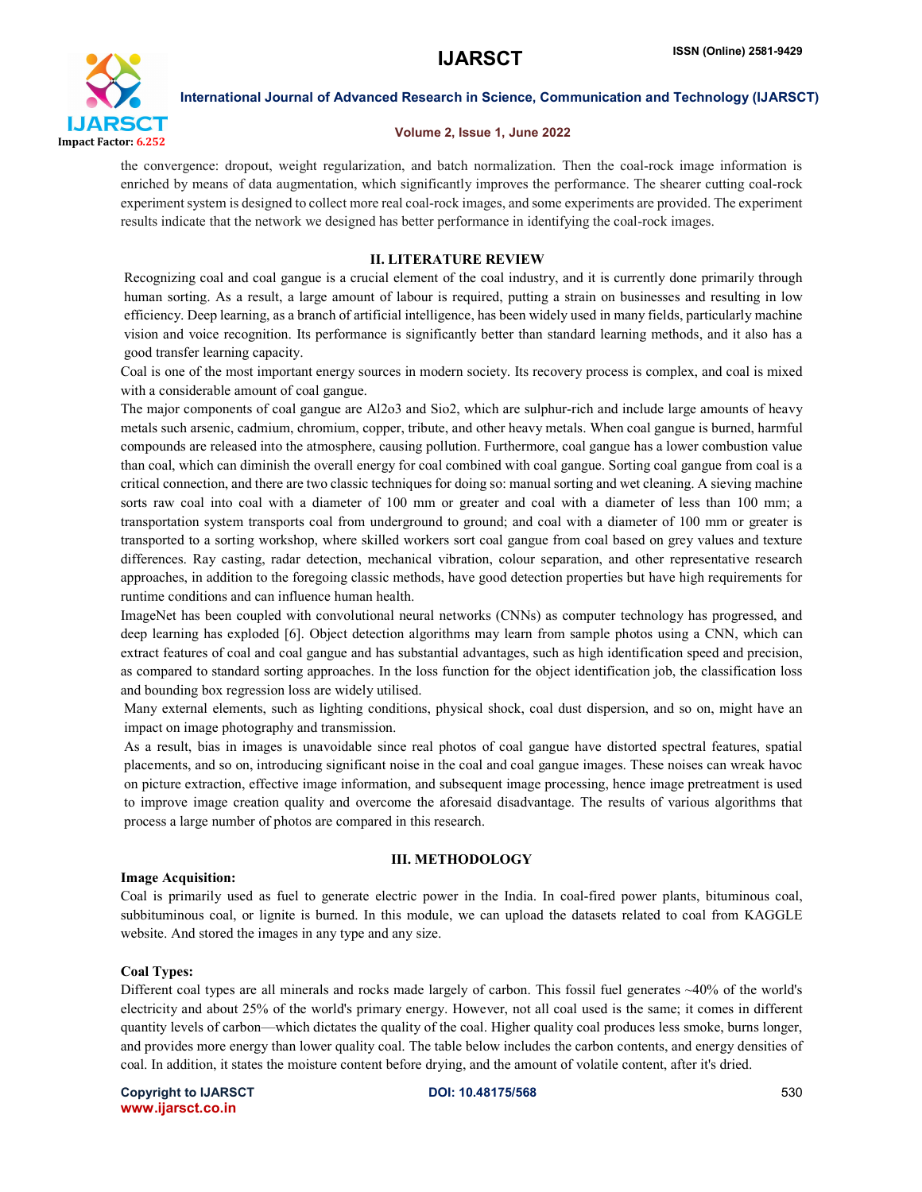the convergence: dropout, weight regularization, and batch normalization. Then the coal-rock image information is enriched by means of data augmentation, which significantly improves the performance. The shearer cutting coal-rock experiment system is designed to collect more real coal-rock images, and some experiments are provided. The experiment results indicate that the network we designed has better performance in identifying the coal-rock images.

## II. LITERATURE REVIEW

Recognizing coal and coal gangue is a crucial element of the coal industry, and it is currently done primarily through human sorting. As a result, a large amount of labour is required, putting a strain on businesses and resulting in low efficiency. Deep learning, as a branch of artificial intelligence, has been widely used in many fields, particularly machine vision and voice recognition. Its performance is significantly better than standard learning methods, and it also has a good transfer learning capacity.

Coal is one of the most important energy sources in modern society. Its recovery process is complex, and coal is mixed with a considerable amount of coal gangue.

The major components of coal gangue are Al2o3 and Sio2, which are sulphur-rich and include large amounts of heavy metals such arsenic, cadmium, chromium, copper, tribute, and other heavy metals. When coal gangue is burned, harmful compounds are released into the atmosphere, causing pollution. Furthermore, coal gangue has a lower combustion value than coal, which can diminish the overall energy for coal combined with coal gangue. Sorting coal gangue from coal is a critical connection, and there are two classic techniques for doing so: manual sorting and wet cleaning. A sieving machine sorts raw coal into coal with a diameter of 100 mm or greater and coal with a diameter of less than 100 mm; a transportation system transports coal from underground to ground; and coal with a diameter of 100 mm or greater is transported to a sorting workshop, where skilled workers sort coal gangue from coal based on grey values and texture differences. Ray casting, radar detection, mechanical vibration, colour separation, and other representative research approaches, in addition to the foregoing classic methods, have good detection properties but have high requirements for runtime conditions and can influence human health.

ImageNet has been coupled with convolutional neural networks (CNNs) as computer technology has progressed, and deep learning has exploded [6]. Object detection algorithms may learn from sample photos using a CNN, which can extract features of coal and coal gangue and has substantial advantages, such as high identification speed and precision, as compared to standard sorting approaches. In the loss function for the object identification job, the classification loss and bounding box regression loss are widely utilised.

Many external elements, such as lighting conditions, physical shock, coal dust dispersion, and so on, might have an impact on image photography and transmission.

As a result, bias in images is unavoidable since real photos of coal gangue have distorted spectral features, spatial placements, and so on, introducing significant noise in the coal and coal gangue images. These noises can wreak havoc on picture extraction, effective image information, and subsequent image processing, hence image pretreatment is used to improve image creation quality and overcome the aforesaid disadvantage. The results of various algorithms that process a large number of photos are compared in this research.

## III. METHODOLOGY

**Image Acquisition:**

Coal is primarily used as fuel to generate electric power in the India. In coal-fired power plants, bituminous coal, subbituminous coal, or lignite is burned. In this module, we can upload the datasets related to coal from KAGGLE website. And stored the images in any type and any size.

**Coal Types:**

Different coal types are all minerals and rocks made largely of carbon. This fossil fuel generates ~40% of the world's electricity and about 25% of the world's primary energy. However, not all coal used is the same; it comes in different quantity levels of carbon—which dictates the quality of the coal. Higher quality coal produces less smoke, burns longer, and provides more energy than lower quality coal. The table below includes the carbon contents, and energy densities of coal. In addition, it states the moisture content before drying, and the amount of volatile content, after it's dried.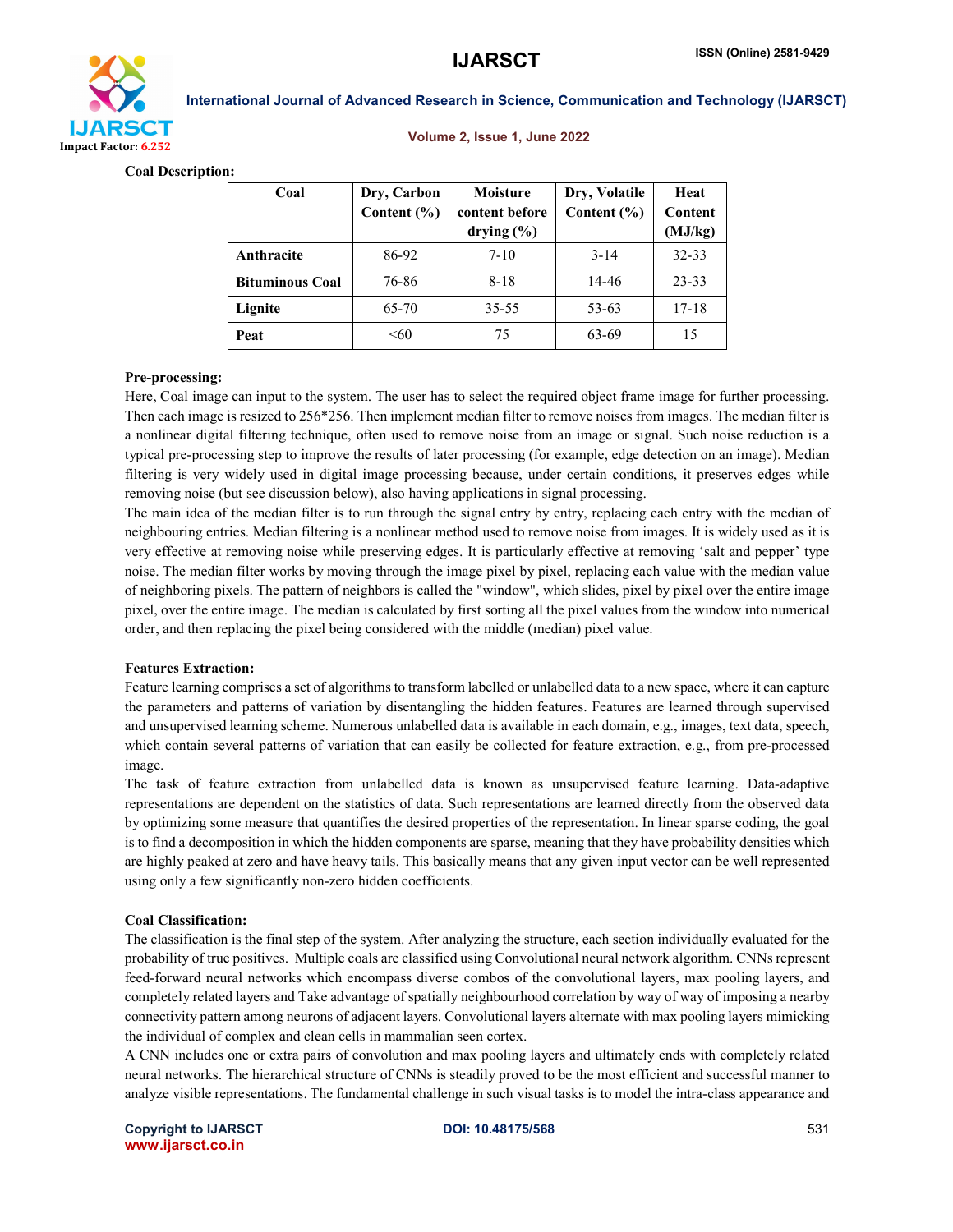**Coal Description:**

| Coal | Dry, Carbon Content (%) | Moisture content before drying (%) | Dry, Volatile Content (%) | Heat Content (MJ/kg) |
|---|---|---|---|---|
| **Anthracite** | 86-92 | 7-10 | 3-14 | 32-33 |
| **Bituminous Coal** | 76-86 | 8-18 | 14-46 | 23-33 |
| **Lignite** | 65-70 | 35-55 | 53-63 | 17-18 |
| **Peat** | <60 | 75 | 63-69 | 15 |

**Pre-processing:**

Here, Coal image can input to the system. The user has to select the required object frame image for further processing. Then each image is resized to 256*256. Then implement median filter to remove noises from images. The median filter is a nonlinear digital filtering technique, often used to remove noise from an image or signal. Such noise reduction is a typical pre-processing step to improve the results of later processing (for example, edge detection on an image). Median filtering is very widely used in digital image processing because, under certain conditions, it preserves edges while removing noise (but see discussion below), also having applications in signal processing.

The main idea of the median filter is to run through the signal entry by entry, replacing each entry with the median of neighbouring entries. Median filtering is a nonlinear method used to remove noise from images. It is widely used as it is very effective at removing noise while preserving edges. It is particularly effective at removing 'salt and pepper' type noise. The median filter works by moving through the image pixel by pixel, replacing each value with the median value of neighboring pixels. The pattern of neighbors is called the "window", which slides, pixel by pixel over the entire image pixel, over the entire image. The median is calculated by first sorting all the pixel values from the window into numerical order, and then replacing the pixel being considered with the middle (median) pixel value.

**Features Extraction:**

Feature learning comprises a set of algorithms to transform labelled or unlabelled data to a new space, where it can capture the parameters and patterns of variation by disentangling the hidden features. Features are learned through supervised and unsupervised learning scheme. Numerous unlabelled data is available in each domain, e.g., images, text data, speech, which contain several patterns of variation that can easily be collected for feature extraction, e.g., from pre-processed image.

The task of feature extraction from unlabelled data is known as unsupervised feature learning. Data-adaptive representations are dependent on the statistics of data. Such representations are learned directly from the observed data by optimizing some measure that quantifies the desired properties of the representation. In linear sparse coding, the goal is to find a decomposition in which the hidden components are sparse, meaning that they have probability densities which are highly peaked at zero and have heavy tails. This basically means that any given input vector can be well represented using only a few significantly non-zero hidden coefficients.

**Coal Classification:**

The classification is the final step of the system. After analyzing the structure, each section individually evaluated for the probability of true positives. Multiple coals are classified using Convolutional neural network algorithm. CNNs represent feed-forward neural networks which encompass diverse combos of the convolutional layers, max pooling layers, and completely related layers and Take advantage of spatially neighbourhood correlation by way of way of imposing a nearby connectivity pattern among neurons of adjacent layers. Convolutional layers alternate with max pooling layers mimicking the individual of complex and clean cells in mammalian seen cortex.

A CNN includes one or extra pairs of convolution and max pooling layers and ultimately ends with completely related neural networks. The hierarchical structure of CNNs is steadily proved to be the most efficient and successful manner to analyze visible representations. The fundamental challenge in such visual tasks is to model the intra-class appearance and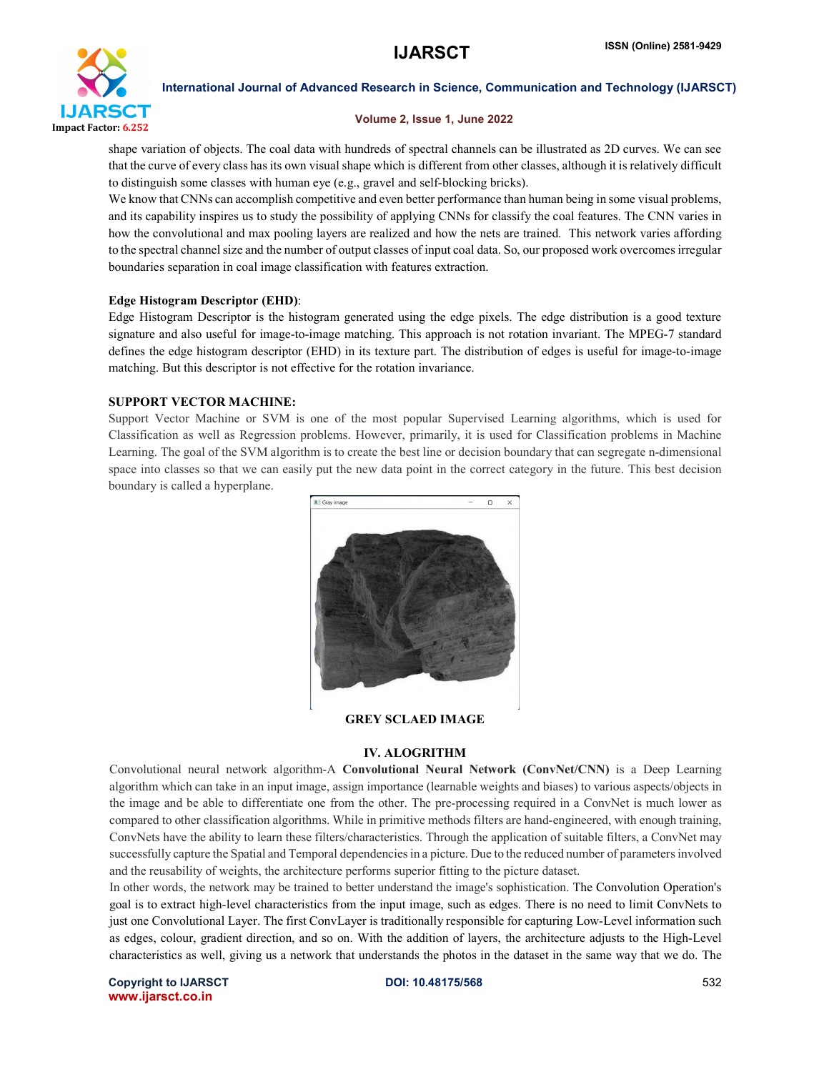shape variation of objects. The coal data with hundreds of spectral channels can be illustrated as 2D curves. We can see that the curve of every class has its own visual shape which is different from other classes, although it is relatively difficult to distinguish some classes with human eye (e.g., gravel and self-blocking bricks).

We know that CNNs can accomplish competitive and even better performance than human being in some visual problems, and its capability inspires us to study the possibility of applying CNNs for classify the coal features. The CNN varies in how the convolutional and max pooling layers are realized and how the nets are trained. This network varies affording to the spectral channel size and the number of output classes of input coal data. So, our proposed work overcomes irregular boundaries separation in coal image classification with features extraction.

**Edge Histogram Descriptor (EHD)**:

Edge Histogram Descriptor is the histogram generated using the edge pixels. The edge distribution is a good texture signature and also useful for image-to-image matching. This approach is not rotation invariant. The MPEG-7 standard defines the edge histogram descriptor (EHD) in its texture part. The distribution of edges is useful for image-to-image matching. But this descriptor is not effective for the rotation invariance.

**SUPPORT VECTOR MACHINE:**

Support Vector Machine or SVM is one of the most popular Supervised Learning algorithms, which is used for Classification as well as Regression problems. However, primarily, it is used for Classification problems in Machine Learning. The goal of the SVM algorithm is to create the best line or decision boundary that can segregate n-dimensional space into classes so that we can easily put the new data point in the correct category in the future. This best decision boundary is called a hyperplane.

**GREY SCLAED IMAGE**

## IV. ALOGRITHM

Convolutional neural network algorithm-A **Convolutional Neural Network (ConvNet/CNN)** is a Deep Learning algorithm which can take in an input image, assign importance (learnable weights and biases) to various aspects/objects in the image and be able to differentiate one from the other. The pre-processing required in a ConvNet is much lower as compared to other classification algorithms. While in primitive methods filters are hand-engineered, with enough training, ConvNets have the ability to learn these filters/characteristics. Through the application of suitable filters, a ConvNet may successfully capture the Spatial and Temporal dependencies in a picture. Due to the reduced number of parameters involved and the reusability of weights, the architecture performs superior fitting to the picture dataset.

In other words, the network may be trained to better understand the image's sophistication. The Convolution Operation's goal is to extract high-level characteristics from the input image, such as edges. There is no need to limit ConvNets to just one Convolutional Layer. The first ConvLayer is traditionally responsible for capturing Low-Level information such as edges, colour, gradient direction, and so on. With the addition of layers, the architecture adjusts to the High-Level characteristics as well, giving us a network that understands the photos in the dataset in the same way that we do. The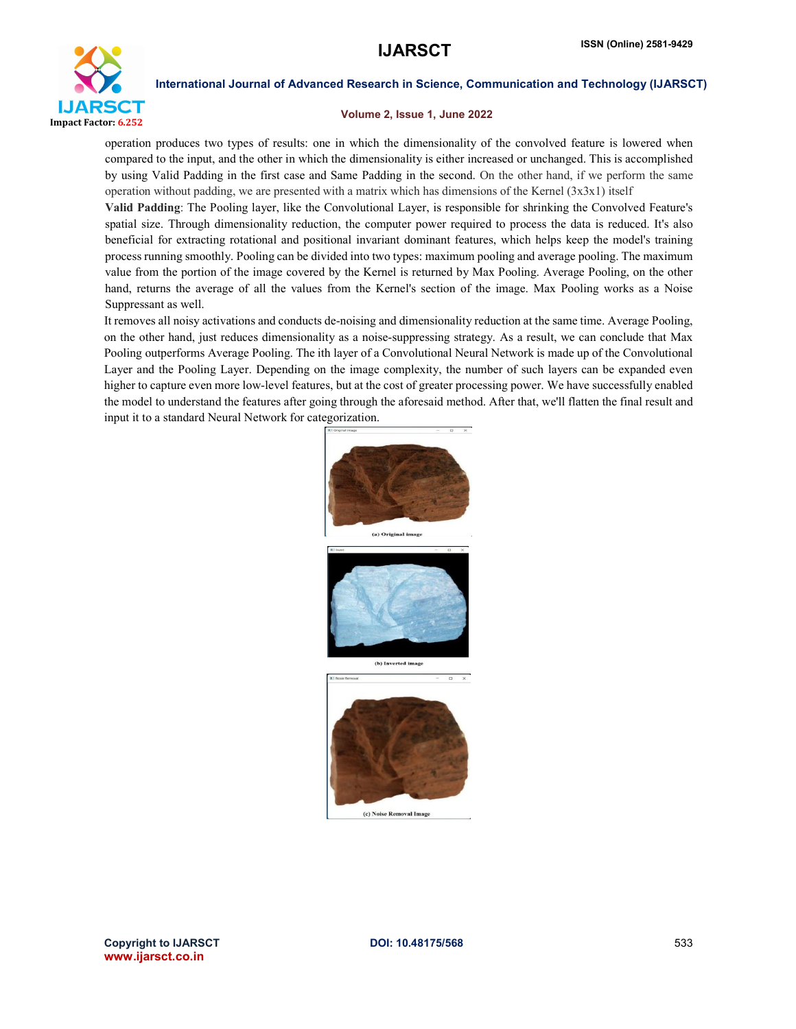operation produces two types of results: one in which the dimensionality of the convolved feature is lowered when compared to the input, and the other in which the dimensionality is either increased or unchanged. This is accomplished by using Valid Padding in the first case and Same Padding in the second. On the other hand, if we perform the same operation without padding, we are presented with a matrix which has dimensions of the Kernel (3x3x1) itself

**Valid Padding**: The Pooling layer, like the Convolutional Layer, is responsible for shrinking the Convolved Feature's spatial size. Through dimensionality reduction, the computer power required to process the data is reduced. It's also beneficial for extracting rotational and positional invariant dominant features, which helps keep the model's training process running smoothly. Pooling can be divided into two types: maximum pooling and average pooling. The maximum value from the portion of the image covered by the Kernel is returned by Max Pooling. Average Pooling, on the other hand, returns the average of all the values from the Kernel's section of the image. Max Pooling works as a Noise Suppressant as well.

It removes all noisy activations and conducts de-noising and dimensionality reduction at the same time. Average Pooling, on the other hand, just reduces dimensionality as a noise-suppressing strategy. As a result, we can conclude that Max Pooling outperforms Average Pooling. The ith layer of a Convolutional Neural Network is made up of the Convolutional Layer and the Pooling Layer. Depending on the image complexity, the number of such layers can be expanded even higher to capture even more low-level features, but at the cost of greater processing power. We have successfully enabled the model to understand the features after going through the aforesaid method. After that, we'll flatten the final result and input it to a standard Neural Network for categorization.

(a) Original image

(b) Inverted image

(c) Noise Removal Image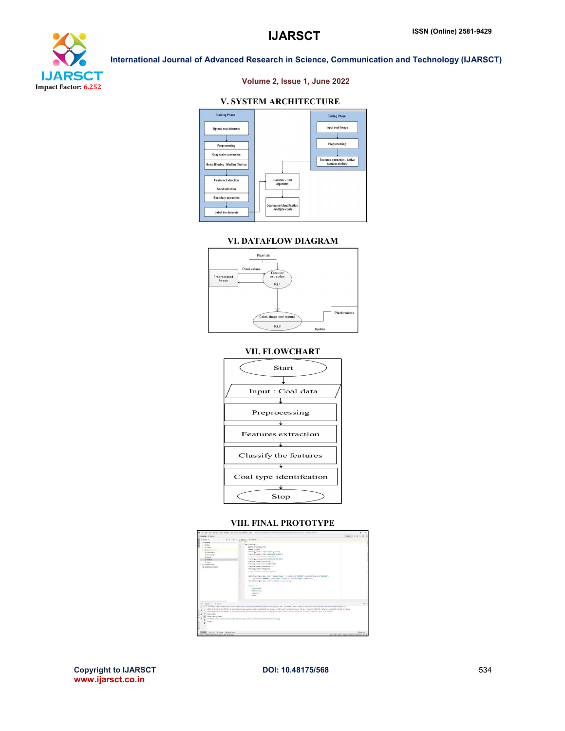## V. SYSTEM ARCHITECTURE

Training Phase

Upload coal datasets

Preprocessing

Gray scale conversion

Noise filtering - Median filtering

Features Extraction

Seed selection

Boundary extraction

Label the datasets

Testing Phase

Input coal image

Preprocessing

Features extraction - Active contour method

Classifier - CNN algorithm

Coal name identification - Multiple coals

## VI. DATAFLOW DIAGRAM

Pixel_db

Pixel values

Preprocessed image

Features extraction

0.2.1

Color, shape and texture

0.2.2

Pixels values

Update

## VII. FLOWCHART

Start

Input : Coal data

Preprocessing

Features extraction

Classify the features

Coal type identifcation

Stop

## VIII. FINAL PROTOTYPE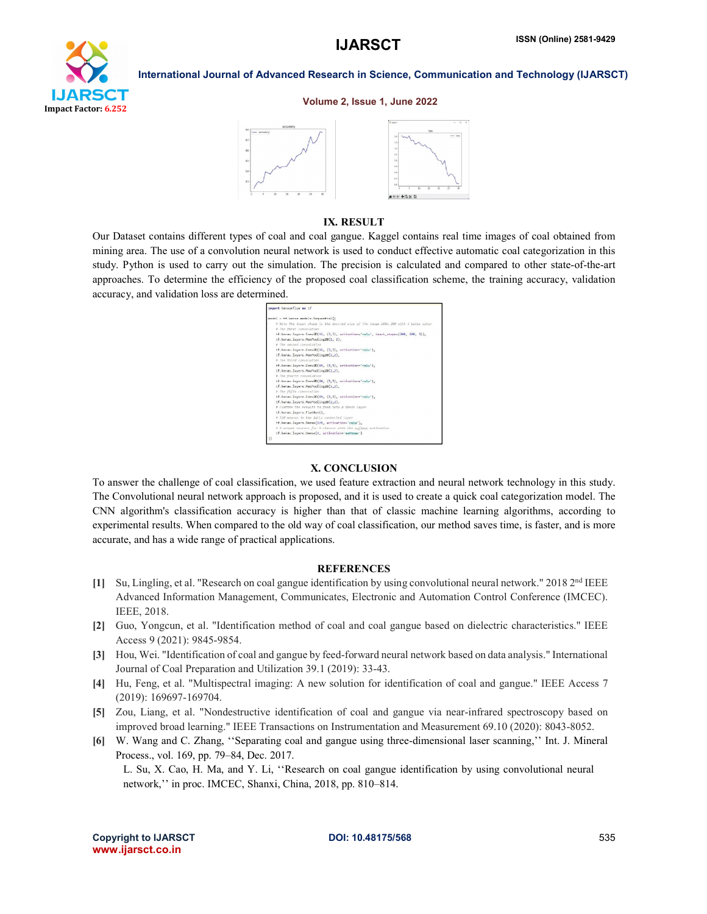accuracy

loss

## IX. RESULT

Our Dataset contains different types of coal and coal gangue. Kaggel contains real time images of coal obtained from mining area. The use of a convolution neural network is used to conduct effective automatic coal categorization in this study. Python is used to carry out the simulation. The precision is calculated and compared to other state-of-the-art approaches. To determine the efficiency of the proposed coal classification scheme, the training accuracy, validation accuracy, and validation loss are determined.

```
import tensorflow as tf

model = tf.keras.models.Sequential([
    # Note the input shape is the desired size of the image 200x 200 with 3 bytes color
    # The first convolution
    tf.keras.layers.Conv2D(16, (3,3), activation='relu', input_shape=(200, 200, 3)),
    tf.keras.layers.MaxPooling2D(2, 2),
    # The second convolution
    tf.keras.layers.Conv2D(32, (3,3), activation='relu'),
    tf.keras.layers.MaxPooling2D(2,2),
    # The third convolution
    tf.keras.layers.Conv2D(64, (3,3), activation='relu'),
    tf.keras.layers.MaxPooling2D(2,2),
    # The fourth convolution
    tf.keras.layers.Conv2D(64, (3,3), activation='relu'),
    tf.keras.layers.MaxPooling2D(2,2),
    # The fifth convolution
    tf.keras.layers.Conv2D(64, (3,3), activation='relu'),
    tf.keras.layers.MaxPooling2D(2,2),
    # Flatten the results to feed into a dense layer
    tf.keras.layers.Flatten(),
    # 128 neuron in the fully-connected layer
    tf.keras.layers.Dense(128, activation='relu'),
    # 6 output neurons for 6 classes with the softmax activation
    tf.keras.layers.Dense(6, activation='softmax')
])
```

## X. CONCLUSION

To answer the challenge of coal classification, we used feature extraction and neural network technology in this study. The Convolutional neural network approach is proposed, and it is used to create a quick coal categorization model. The CNN algorithm's classification accuracy is higher than that of classic machine learning algorithms, according to experimental results. When compared to the old way of coal classification, our method saves time, is faster, and is more accurate, and has a wide range of practical applications.

## REFERENCES

[1] Su, Lingling, et al. "Research on coal gangue identification by using convolutional neural network." 2018 2nd IEEE Advanced Information Management, Communicates, Electronic and Automation Control Conference (IMCEC). IEEE, 2018.

[2] Guo, Yongcun, et al. "Identification method of coal and coal gangue based on dielectric characteristics." IEEE Access 9 (2021): 9845-9854.

[3] Hou, Wei. "Identification of coal and gangue by feed-forward neural network based on data analysis." International Journal of Coal Preparation and Utilization 39.1 (2019): 33-43.

[4] Hu, Feng, et al. "Multispectral imaging: A new solution for identification of coal and gangue." IEEE Access 7 (2019): 169697-169704.

[5] Zou, Liang, et al. "Nondestructive identification of coal and gangue via near-infrared spectroscopy based on improved broad learning." IEEE Transactions on Instrumentation and Measurement 69.10 (2020): 8043-8052.

[6] W. Wang and C. Zhang, ''Separating coal and gangue using three-dimensional laser scanning,'' Int. J. Mineral Process., vol. 169, pp. 79–84, Dec. 2017.

L. Su, X. Cao, H. Ma, and Y. Li, ''Research on coal gangue identification by using convolutional neural network,'' in proc. IMCEC, Shanxi, China, 2018, pp. 810–814.